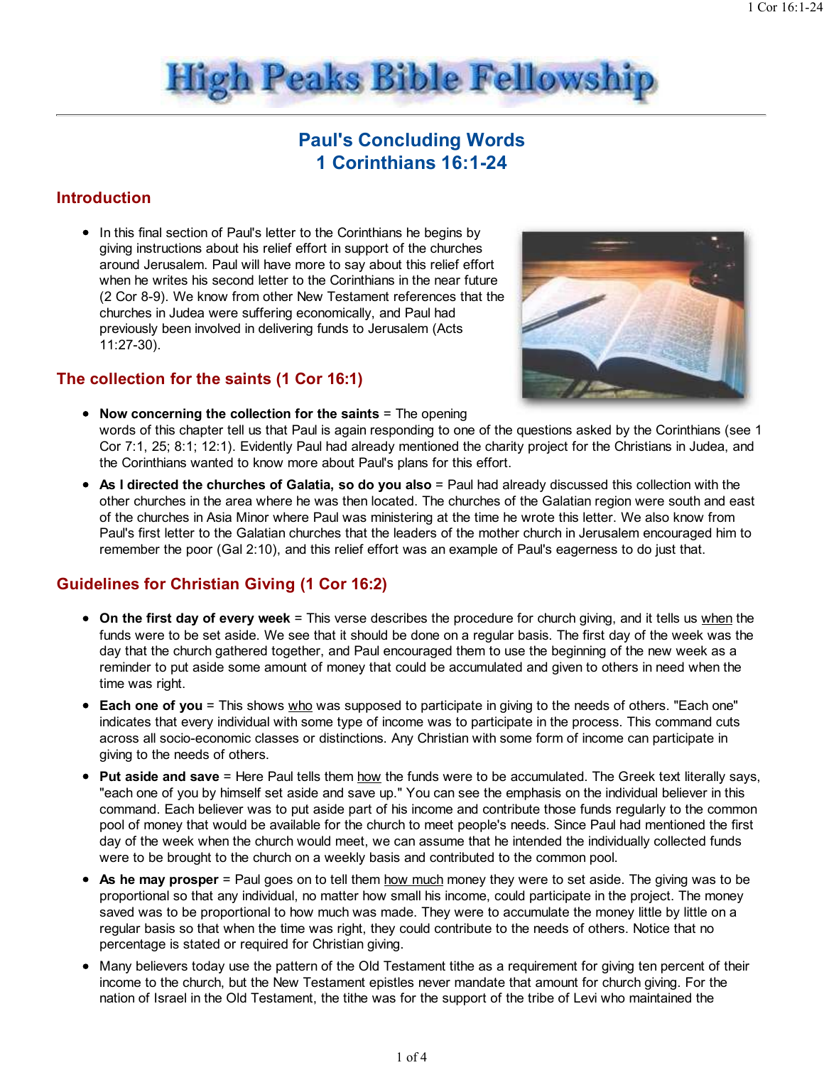# High Peaks Bible Fellowship

## Paul's Concluding Words
## 1 Corinthians 16:1-24

### Introduction

- In this final section of Paul's letter to the Corinthians he begins by giving instructions about his relief effort in support of the churches around Jerusalem. Paul will have more to say about this relief effort when he writes his second letter to the Corinthians in the near future (2 Cor 8-9). We know from other New Testament references that the churches in Judea were suffering economically, and Paul had previously been involved in delivering funds to Jerusalem (Acts 11:27-30).

### The collection for the saints (1 Cor 16:1)

- **Now concerning the collection for the saints** = The opening words of this chapter tell us that Paul is again responding to one of the questions asked by the Corinthians (see 1 Cor 7:1, 25; 8:1; 12:1). Evidently Paul had already mentioned the charity project for the Christians in Judea, and the Corinthians wanted to know more about Paul's plans for this effort.
- **As I directed the churches of Galatia, so do you also** = Paul had already discussed this collection with the other churches in the area where he was then located. The churches of the Galatian region were south and east of the churches in Asia Minor where Paul was ministering at the time he wrote this letter. We also know from Paul's first letter to the Galatian churches that the leaders of the mother church in Jerusalem encouraged him to remember the poor (Gal 2:10), and this relief effort was an example of Paul's eagerness to do just that.

### Guidelines for Christian Giving (1 Cor 16:2)

- **On the first day of every week** = This verse describes the procedure for church giving, and it tells us when the funds were to be set aside. We see that it should be done on a regular basis. The first day of the week was the day that the church gathered together, and Paul encouraged them to use the beginning of the new week as a reminder to put aside some amount of money that could be accumulated and given to others in need when the time was right.
- **Each one of you** = This shows who was supposed to participate in giving to the needs of others. "Each one" indicates that every individual with some type of income was to participate in the process. This command cuts across all socio-economic classes or distinctions. Any Christian with some form of income can participate in giving to the needs of others.
- **Put aside and save** = Here Paul tells them how the funds were to be accumulated. The Greek text literally says, "each one of you by himself set aside and save up." You can see the emphasis on the individual believer in this command. Each believer was to put aside part of his income and contribute those funds regularly to the common pool of money that would be available for the church to meet people's needs. Since Paul had mentioned the first day of the week when the church would meet, we can assume that he intended the individually collected funds were to be brought to the church on a weekly basis and contributed to the common pool.
- **As he may prosper** = Paul goes on to tell them how much money they were to set aside. The giving was to be proportional so that any individual, no matter how small his income, could participate in the project. The money saved was to be proportional to how much was made. They were to accumulate the money little by little on a regular basis so that when the time was right, they could contribute to the needs of others. Notice that no percentage is stated or required for Christian giving.
- Many believers today use the pattern of the Old Testament tithe as a requirement for giving ten percent of their income to the church, but the New Testament epistles never mandate that amount for church giving. For the nation of Israel in the Old Testament, the tithe was for the support of the tribe of Levi who maintained the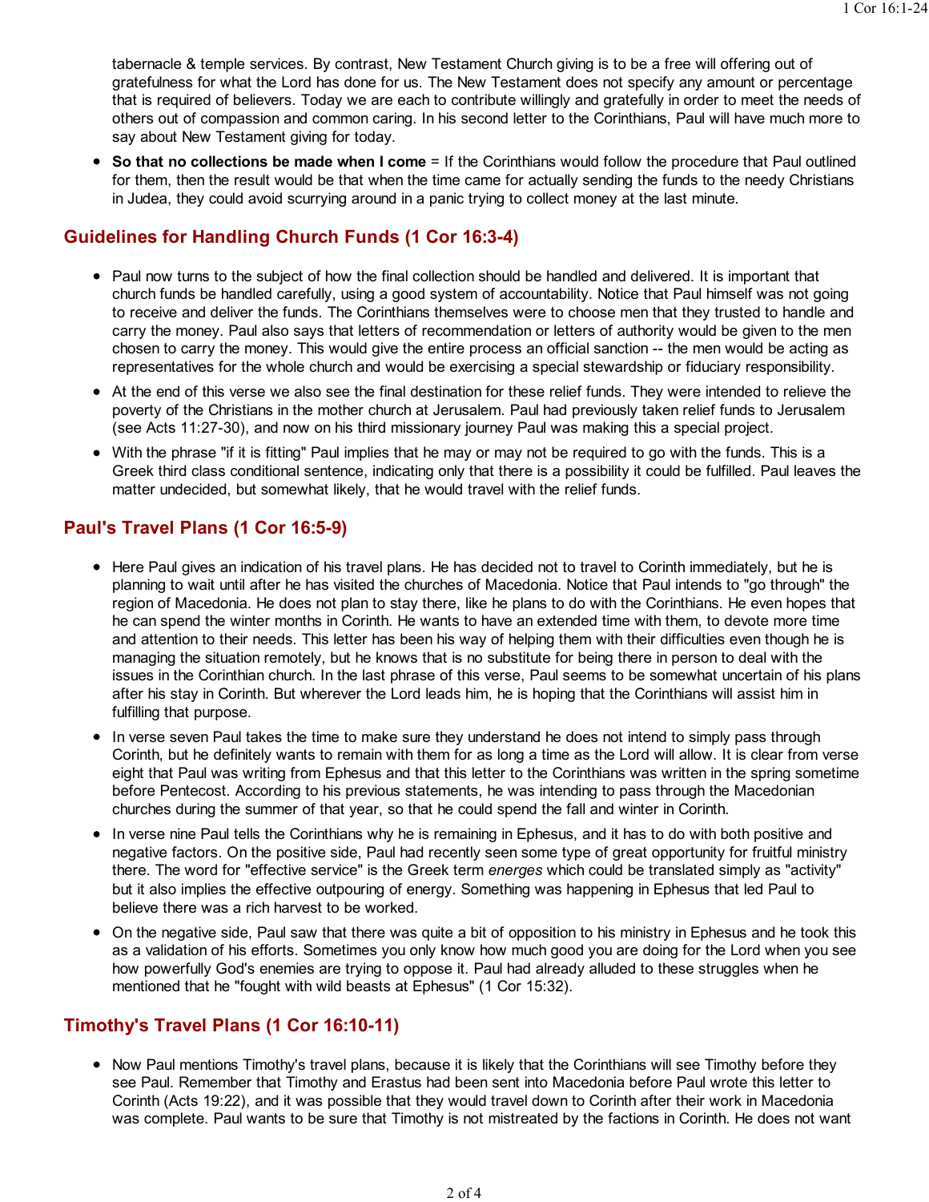tabernacle & temple services. By contrast, New Testament Church giving is to be a free will offering out of gratefulness for what the Lord has done for us. The New Testament does not specify any amount or percentage that is required of believers. Today we are each to contribute willingly and gratefully in order to meet the needs of others out of compassion and common caring. In his second letter to the Corinthians, Paul will have much more to say about New Testament giving for today.

- **So that no collections be made when I come** = If the Corinthians would follow the procedure that Paul outlined for them, then the result would be that when the time came for actually sending the funds to the needy Christians in Judea, they could avoid scurrying around in a panic trying to collect money at the last minute.

## Guidelines for Handling Church Funds (1 Cor 16:3-4)

- Paul now turns to the subject of how the final collection should be handled and delivered. It is important that church funds be handled carefully, using a good system of accountability. Notice that Paul himself was not going to receive and deliver the funds. The Corinthians themselves were to choose men that they trusted to handle and carry the money. Paul also says that letters of recommendation or letters of authority would be given to the men chosen to carry the money. This would give the entire process an official sanction -- the men would be acting as representatives for the whole church and would be exercising a special stewardship or fiduciary responsibility.
- At the end of this verse we also see the final destination for these relief funds. They were intended to relieve the poverty of the Christians in the mother church at Jerusalem. Paul had previously taken relief funds to Jerusalem (see Acts 11:27-30), and now on his third missionary journey Paul was making this a special project.
- With the phrase "if it is fitting" Paul implies that he may or may not be required to go with the funds. This is a Greek third class conditional sentence, indicating only that there is a possibility it could be fulfilled. Paul leaves the matter undecided, but somewhat likely, that he would travel with the relief funds.

## Paul's Travel Plans (1 Cor 16:5-9)

- Here Paul gives an indication of his travel plans. He has decided not to travel to Corinth immediately, but he is planning to wait until after he has visited the churches of Macedonia. Notice that Paul intends to "go through" the region of Macedonia. He does not plan to stay there, like he plans to do with the Corinthians. He even hopes that he can spend the winter months in Corinth. He wants to have an extended time with them, to devote more time and attention to their needs. This letter has been his way of helping them with their difficulties even though he is managing the situation remotely, but he knows that is no substitute for being there in person to deal with the issues in the Corinthian church. In the last phrase of this verse, Paul seems to be somewhat uncertain of his plans after his stay in Corinth. But wherever the Lord leads him, he is hoping that the Corinthians will assist him in fulfilling that purpose.
- In verse seven Paul takes the time to make sure they understand he does not intend to simply pass through Corinth, but he definitely wants to remain with them for as long a time as the Lord will allow. It is clear from verse eight that Paul was writing from Ephesus and that this letter to the Corinthians was written in the spring sometime before Pentecost. According to his previous statements, he was intending to pass through the Macedonian churches during the summer of that year, so that he could spend the fall and winter in Corinth.
- In verse nine Paul tells the Corinthians why he is remaining in Ephesus, and it has to do with both positive and negative factors. On the positive side, Paul had recently seen some type of great opportunity for fruitful ministry there. The word for "effective service" is the Greek term *energes* which could be translated simply as "activity" but it also implies the effective outpouring of energy. Something was happening in Ephesus that led Paul to believe there was a rich harvest to be worked.
- On the negative side, Paul saw that there was quite a bit of opposition to his ministry in Ephesus and he took this as a validation of his efforts. Sometimes you only know how much good you are doing for the Lord when you see how powerfully God's enemies are trying to oppose it. Paul had already alluded to these struggles when he mentioned that he "fought with wild beasts at Ephesus" (1 Cor 15:32).

## Timothy's Travel Plans (1 Cor 16:10-11)

- Now Paul mentions Timothy's travel plans, because it is likely that the Corinthians will see Timothy before they see Paul. Remember that Timothy and Erastus had been sent into Macedonia before Paul wrote this letter to Corinth (Acts 19:22), and it was possible that they would travel down to Corinth after their work in Macedonia was complete. Paul wants to be sure that Timothy is not mistreated by the factions in Corinth. He does not want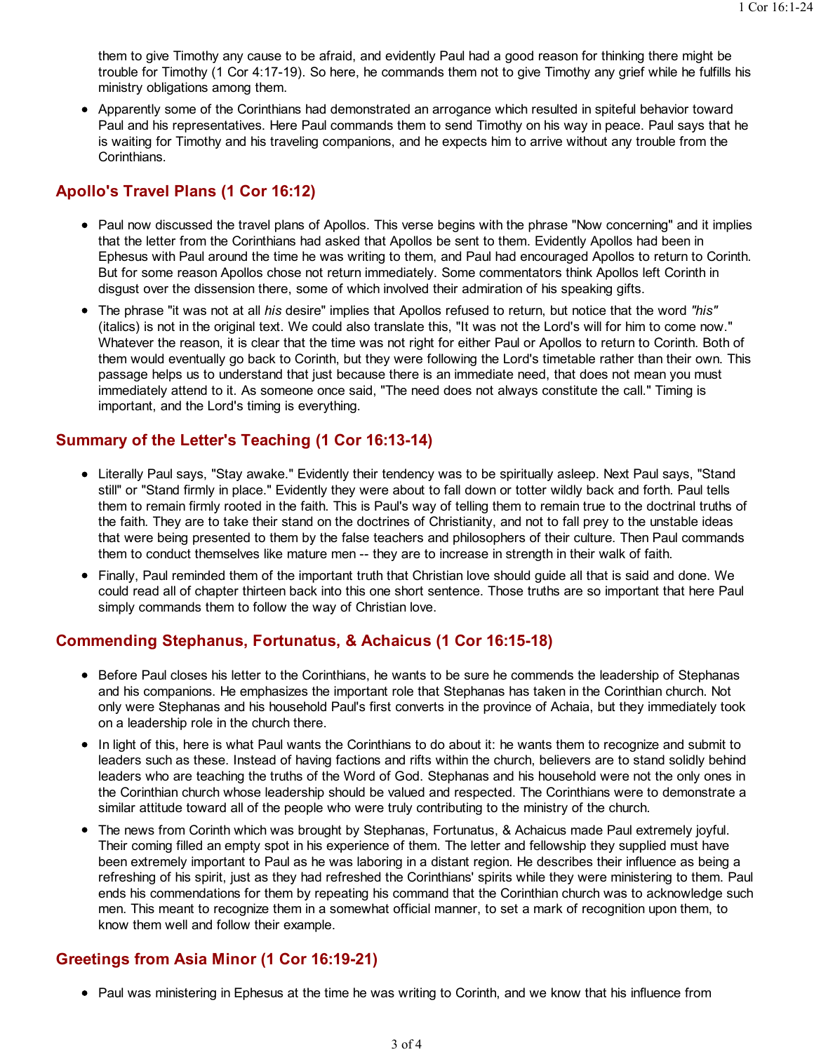them to give Timothy any cause to be afraid, and evidently Paul had a good reason for thinking there might be trouble for Timothy (1 Cor 4:17-19). So here, he commands them not to give Timothy any grief while he fulfills his ministry obligations among them.

- Apparently some of the Corinthians had demonstrated an arrogance which resulted in spiteful behavior toward Paul and his representatives. Here Paul commands them to send Timothy on his way in peace. Paul says that he is waiting for Timothy and his traveling companions, and he expects him to arrive without any trouble from the Corinthians.

## Apollo's Travel Plans (1 Cor 16:12)

- Paul now discussed the travel plans of Apollos. This verse begins with the phrase "Now concerning" and it implies that the letter from the Corinthians had asked that Apollos be sent to them. Evidently Apollos had been in Ephesus with Paul around the time he was writing to them, and Paul had encouraged Apollos to return to Corinth. But for some reason Apollos chose not return immediately. Some commentators think Apollos left Corinth in disgust over the dissension there, some of which involved their admiration of his speaking gifts.
- The phrase "it was not at all *his* desire" implies that Apollos refused to return, but notice that the word *"his"* (italics) is not in the original text. We could also translate this, "It was not the Lord's will for him to come now." Whatever the reason, it is clear that the time was not right for either Paul or Apollos to return to Corinth. Both of them would eventually go back to Corinth, but they were following the Lord's timetable rather than their own. This passage helps us to understand that just because there is an immediate need, that does not mean you must immediately attend to it. As someone once said, "The need does not always constitute the call." Timing is important, and the Lord's timing is everything.

## Summary of the Letter's Teaching (1 Cor 16:13-14)

- Literally Paul says, "Stay awake." Evidently their tendency was to be spiritually asleep. Next Paul says, "Stand still" or "Stand firmly in place." Evidently they were about to fall down or totter wildly back and forth. Paul tells them to remain firmly rooted in the faith. This is Paul's way of telling them to remain true to the doctrinal truths of the faith. They are to take their stand on the doctrines of Christianity, and not to fall prey to the unstable ideas that were being presented to them by the false teachers and philosophers of their culture. Then Paul commands them to conduct themselves like mature men -- they are to increase in strength in their walk of faith.
- Finally, Paul reminded them of the important truth that Christian love should guide all that is said and done. We could read all of chapter thirteen back into this one short sentence. Those truths are so important that here Paul simply commands them to follow the way of Christian love.

## Commending Stephanus, Fortunatus, & Achaicus (1 Cor 16:15-18)

- Before Paul closes his letter to the Corinthians, he wants to be sure he commends the leadership of Stephanas and his companions. He emphasizes the important role that Stephanas has taken in the Corinthian church. Not only were Stephanas and his household Paul's first converts in the province of Achaia, but they immediately took on a leadership role in the church there.
- In light of this, here is what Paul wants the Corinthians to do about it: he wants them to recognize and submit to leaders such as these. Instead of having factions and rifts within the church, believers are to stand solidly behind leaders who are teaching the truths of the Word of God. Stephanas and his household were not the only ones in the Corinthian church whose leadership should be valued and respected. The Corinthians were to demonstrate a similar attitude toward all of the people who were truly contributing to the ministry of the church.
- The news from Corinth which was brought by Stephanas, Fortunatus, & Achaicus made Paul extremely joyful. Their coming filled an empty spot in his experience of them. The letter and fellowship they supplied must have been extremely important to Paul as he was laboring in a distant region. He describes their influence as being a refreshing of his spirit, just as they had refreshed the Corinthians' spirits while they were ministering to them. Paul ends his commendations for them by repeating his command that the Corinthian church was to acknowledge such men. This meant to recognize them in a somewhat official manner, to set a mark of recognition upon them, to know them well and follow their example.

## Greetings from Asia Minor (1 Cor 16:19-21)

- Paul was ministering in Ephesus at the time he was writing to Corinth, and we know that his influence from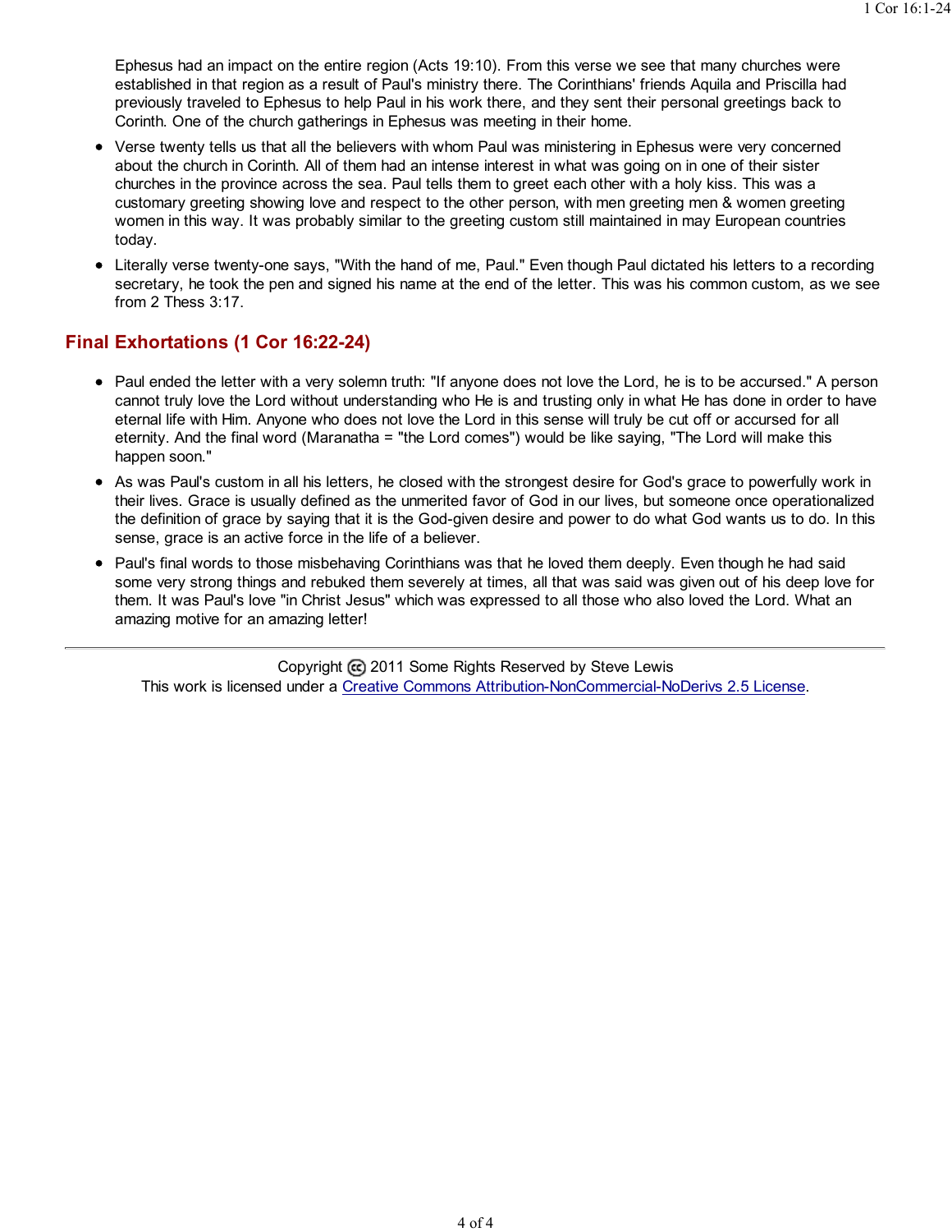Ephesus had an impact on the entire region (Acts 19:10). From this verse we see that many churches were established in that region as a result of Paul's ministry there. The Corinthians' friends Aquila and Priscilla had previously traveled to Ephesus to help Paul in his work there, and they sent their personal greetings back to Corinth. One of the church gatherings in Ephesus was meeting in their home.

- Verse twenty tells us that all the believers with whom Paul was ministering in Ephesus were very concerned about the church in Corinth. All of them had an intense interest in what was going on in one of their sister churches in the province across the sea. Paul tells them to greet each other with a holy kiss. This was a customary greeting showing love and respect to the other person, with men greeting men & women greeting women in this way. It was probably similar to the greeting custom still maintained in may European countries today.
- Literally verse twenty-one says, "With the hand of me, Paul." Even though Paul dictated his letters to a recording secretary, he took the pen and signed his name at the end of the letter. This was his common custom, as we see from 2 Thess 3:17.

## Final Exhortations (1 Cor 16:22-24)

- Paul ended the letter with a very solemn truth: "If anyone does not love the Lord, he is to be accursed." A person cannot truly love the Lord without understanding who He is and trusting only in what He has done in order to have eternal life with Him. Anyone who does not love the Lord in this sense will truly be cut off or accursed for all eternity. And the final word (Maranatha = "the Lord comes") would be like saying, "The Lord will make this happen soon."
- As was Paul's custom in all his letters, he closed with the strongest desire for God's grace to powerfully work in their lives. Grace is usually defined as the unmerited favor of God in our lives, but someone once operationalized the definition of grace by saying that it is the God-given desire and power to do what God wants us to do. In this sense, grace is an active force in the life of a believer.
- Paul's final words to those misbehaving Corinthians was that he loved them deeply. Even though he had said some very strong things and rebuked them severely at times, all that was said was given out of his deep love for them. It was Paul's love "in Christ Jesus" which was expressed to all those who also loved the Lord. What an amazing motive for an amazing letter!

---

Copyright (cc) 2011 Some Rights Reserved by Steve Lewis
This work is licensed under a Creative Commons Attribution-NonCommercial-NoDerivs 2.5 License.